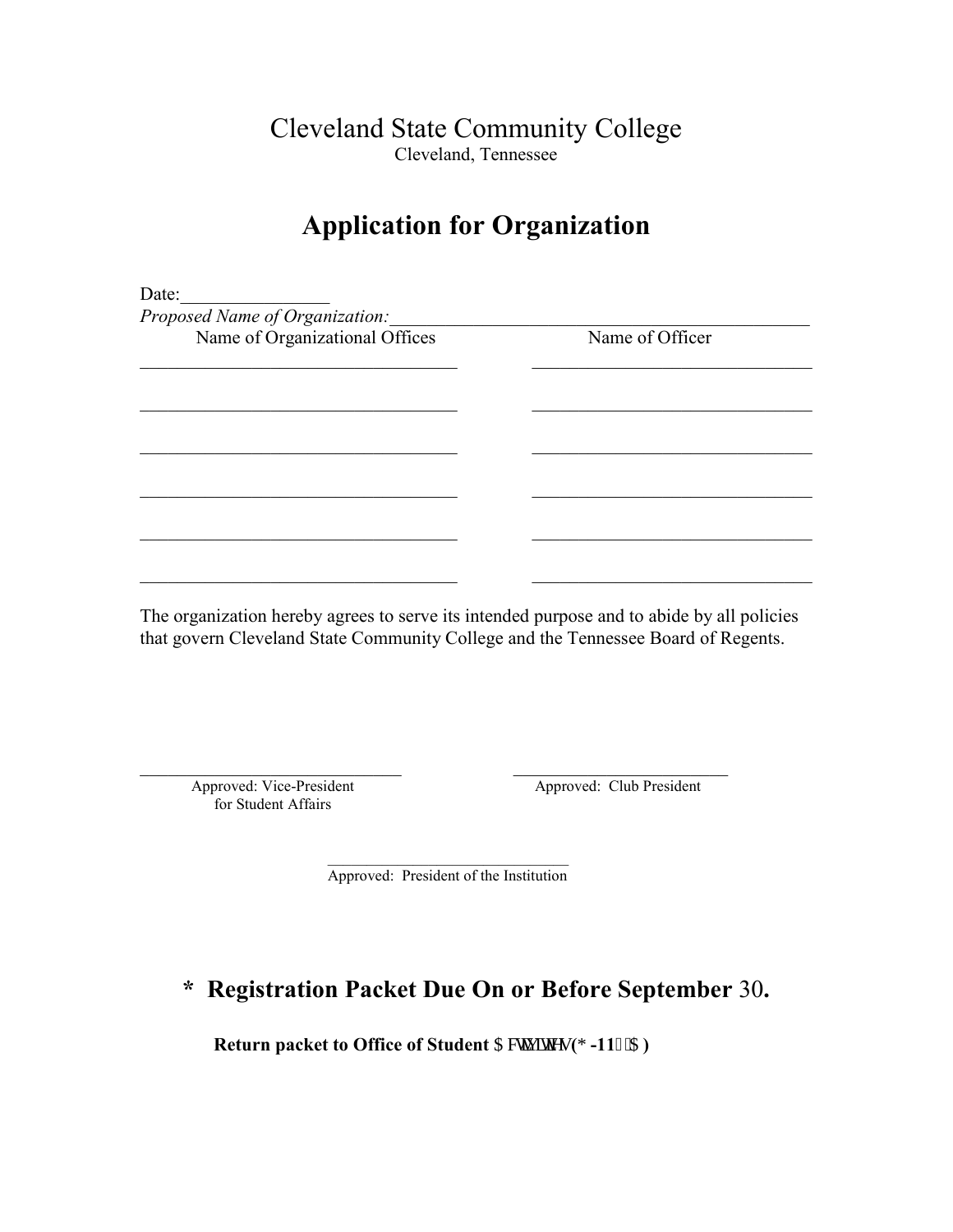Cleveland State Community College
Cleveland, Tennessee

# Application for Organization

Date:________________

*Proposed Name of Organization:*_______________________________________________

| Name of Organizational Offices | Name of Officer |
| --- | --- |
| ___________________________________ | _______________________________ |
| ___________________________________ | _______________________________ |
| ___________________________________ | _______________________________ |
| ___________________________________ | _______________________________ |
| ___________________________________ | _______________________________ |
| ___________________________________ | _______________________________ |

The organization hereby agrees to serve its intended purpose and to abide by all policies that govern Cleveland State Community College and the Tennessee Board of Regents.

_____________________________
Approved: Vice-President for Student Affairs

________________________
Approved: Club President

____________________________
Approved: President of the Institution

## * Registration Packet Due On or Before September 30.

**Return packet to Office of Student $FWLYLWLHV(* -11 $ )**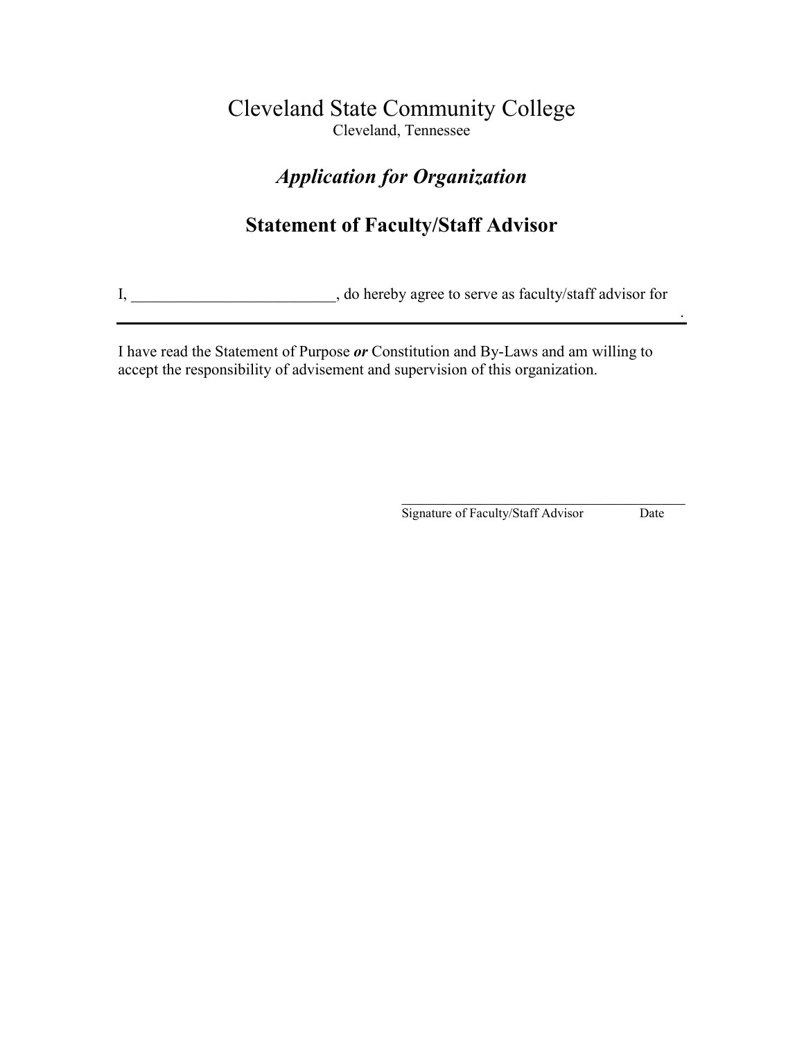# Cleveland State Community College

Cleveland, Tennessee

## *Application for Organization*

## Statement of Faculty/Staff Advisor

I, __________________________, do hereby agree to serve as faculty/staff advisor for
______________________________________________________________________________.

I have read the Statement of Purpose ***or*** Constitution and By-Laws and am willing to accept the responsibility of advisement and supervision of this organization.

__________________________________________

Signature of Faculty/Staff Advisor Date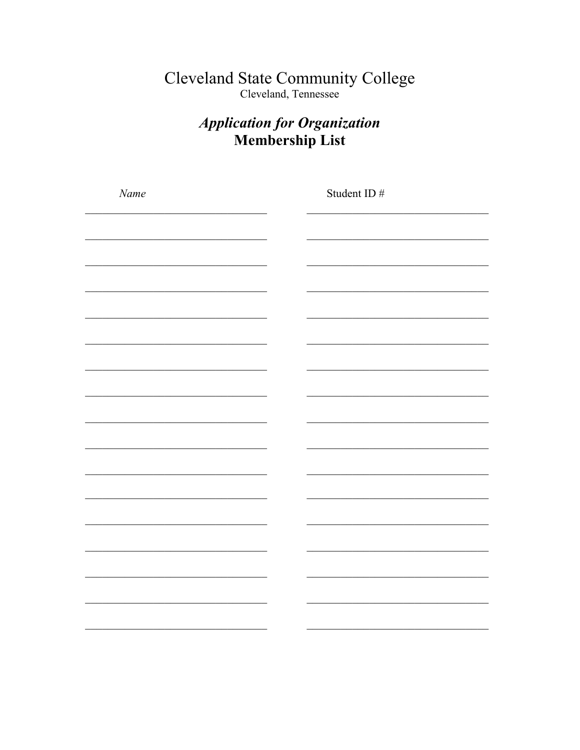# Cleveland State Community College

Cleveland, Tennessee

## *Application for Organization*
## **Membership List**

| *Name* | Student ID # |
| --- | --- |
| | |
| | |
| | |
| | |
| | |
| | |
| | |
| | |
| | |
| | |
| | |
| | |
| | |
| | |
| | |
| | |
| | |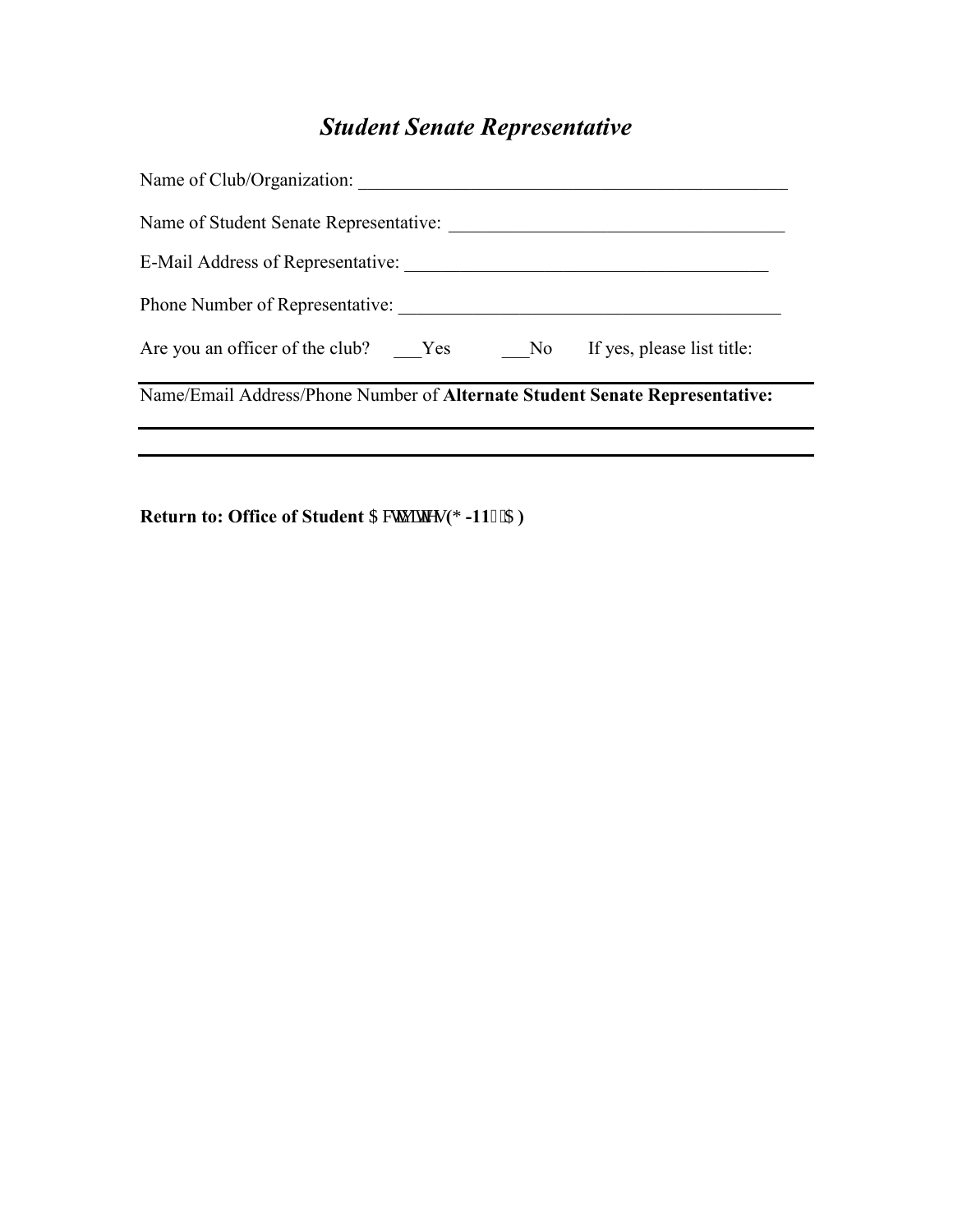# *Student Senate Representative*

Name of Club/Organization: _______________________________________________

Name of Student Senate Representative: ____________________________________

E-Mail Address of Representative: ________________________________________

Phone Number of Representative: _________________________________________

Are you an officer of the club? ___Yes ___No If yes, please list title:

---

Name/Email Address/Phone Number of **Alternate Student Senate Representative:**

---

---

**Return to: Office of Student $ FWLYLWLHV(* -11 $ )**